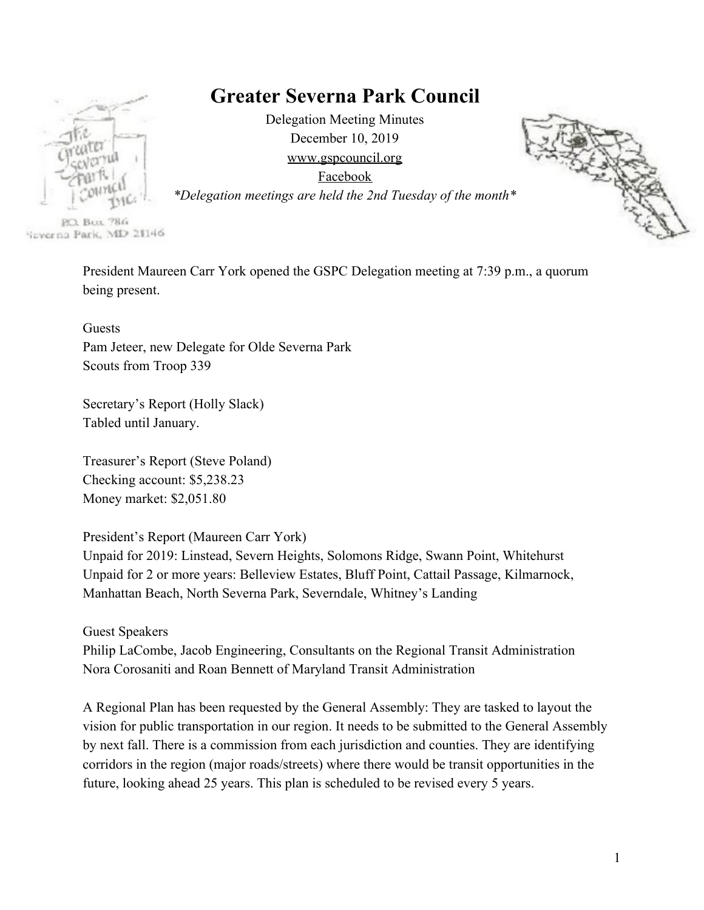# Greater Severna Park Council

Delegation Meeting Minutes
December 10, 2019
www.gspcouncil.org
Facebook
*Delegation meetings are held the 2nd Tuesday of the month*

P.O. Box 786
Severna Park, MD 21146

President Maureen Carr York opened the GSPC Delegation meeting at 7:39 p.m., a quorum being present.

Guests
Pam Jeteer, new Delegate for Olde Severna Park
Scouts from Troop 339

Secretary's Report (Holly Slack)
Tabled until January.

Treasurer's Report (Steve Poland)
Checking account: $5,238.23
Money market: $2,051.80

President's Report (Maureen Carr York)
Unpaid for 2019: Linstead, Severn Heights, Solomons Ridge, Swann Point, Whitehurst
Unpaid for 2 or more years: Belleview Estates, Bluff Point, Cattail Passage, Kilmarnock, Manhattan Beach, North Severna Park, Severndale, Whitney's Landing

Guest Speakers
Philip LaCombe, Jacob Engineering, Consultants on the Regional Transit Administration
Nora Corosaniti and Roan Bennett of Maryland Transit Administration

A Regional Plan has been requested by the General Assembly: They are tasked to layout the vision for public transportation in our region. It needs to be submitted to the General Assembly by next fall. There is a commission from each jurisdiction and counties. They are identifying corridors in the region (major roads/streets) where there would be transit opportunities in the future, looking ahead 25 years. This plan is scheduled to be revised every 5 years.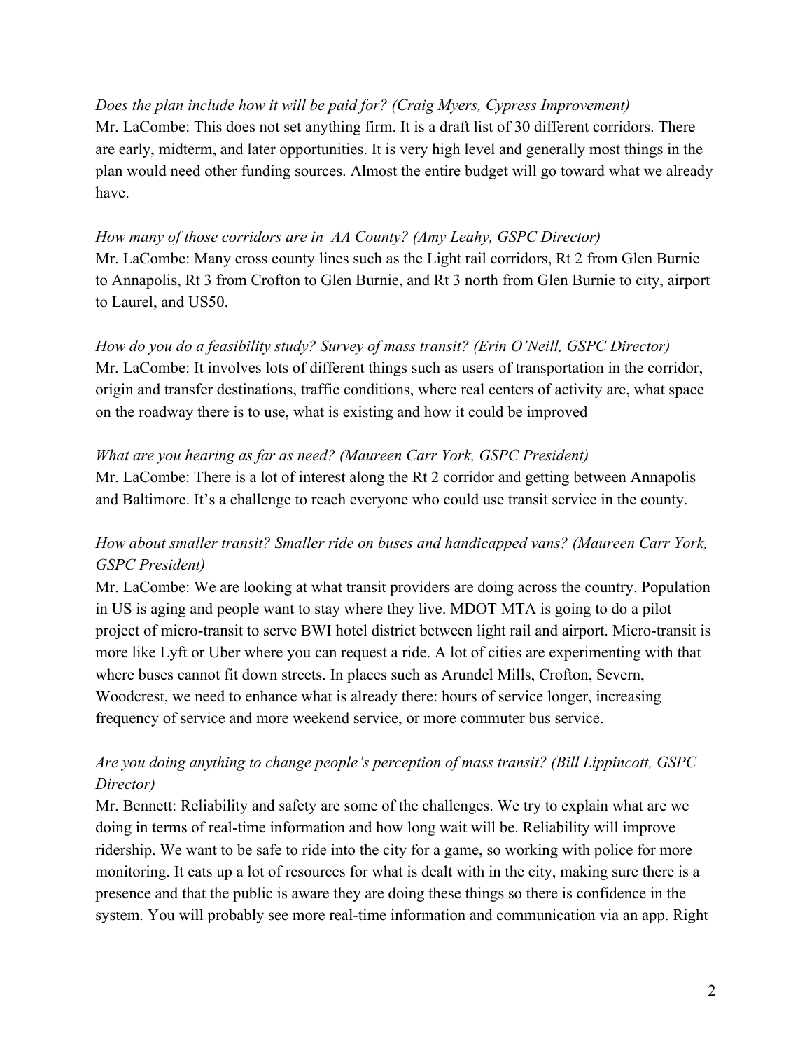*Does the plan include how it will be paid for? (Craig Myers, Cypress Improvement)*
Mr. LaCombe: This does not set anything firm. It is a draft list of 30 different corridors. There are early, midterm, and later opportunities. It is very high level and generally most things in the plan would need other funding sources. Almost the entire budget will go toward what we already have.

*How many of those corridors are in AA County? (Amy Leahy, GSPC Director)*
Mr. LaCombe: Many cross county lines such as the Light rail corridors, Rt 2 from Glen Burnie to Annapolis, Rt 3 from Crofton to Glen Burnie, and Rt 3 north from Glen Burnie to city, airport to Laurel, and US50.

*How do you do a feasibility study? Survey of mass transit? (Erin O'Neill, GSPC Director)*
Mr. LaCombe: It involves lots of different things such as users of transportation in the corridor, origin and transfer destinations, traffic conditions, where real centers of activity are, what space on the roadway there is to use, what is existing and how it could be improved

*What are you hearing as far as need? (Maureen Carr York, GSPC President)*
Mr. LaCombe: There is a lot of interest along the Rt 2 corridor and getting between Annapolis and Baltimore. It's a challenge to reach everyone who could use transit service in the county.

*How about smaller transit? Smaller ride on buses and handicapped vans? (Maureen Carr York, GSPC President)*
Mr. LaCombe: We are looking at what transit providers are doing across the country. Population in US is aging and people want to stay where they live. MDOT MTA is going to do a pilot project of micro-transit to serve BWI hotel district between light rail and airport. Micro-transit is more like Lyft or Uber where you can request a ride. A lot of cities are experimenting with that where buses cannot fit down streets. In places such as Arundel Mills, Crofton, Severn, Woodcrest, we need to enhance what is already there: hours of service longer, increasing frequency of service and more weekend service, or more commuter bus service.

*Are you doing anything to change people's perception of mass transit? (Bill Lippincott, GSPC Director)*
Mr. Bennett: Reliability and safety are some of the challenges. We try to explain what are we doing in terms of real-time information and how long wait will be. Reliability will improve ridership. We want to be safe to ride into the city for a game, so working with police for more monitoring. It eats up a lot of resources for what is dealt with in the city, making sure there is a presence and that the public is aware they are doing these things so there is confidence in the system. You will probably see more real-time information and communication via an app. Right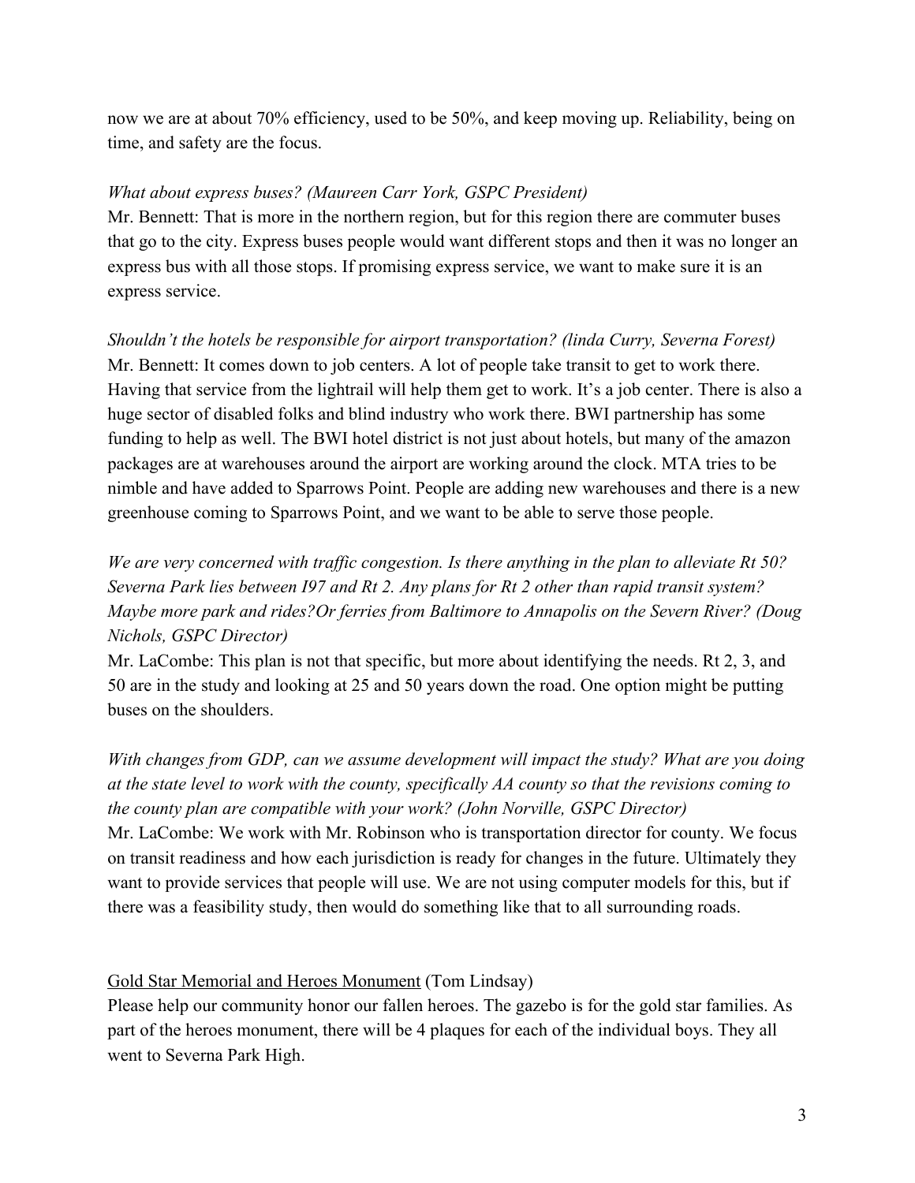now we are at about 70% efficiency, used to be 50%, and keep moving up. Reliability, being on time, and safety are the focus.

*What about express buses? (Maureen Carr York, GSPC President)*
Mr. Bennett: That is more in the northern region, but for this region there are commuter buses that go to the city. Express buses people would want different stops and then it was no longer an express bus with all those stops. If promising express service, we want to make sure it is an express service.

*Shouldn't the hotels be responsible for airport transportation? (linda Curry, Severna Forest)*
Mr. Bennett: It comes down to job centers. A lot of people take transit to get to work there. Having that service from the lightrail will help them get to work. It's a job center. There is also a huge sector of disabled folks and blind industry who work there. BWI partnership has some funding to help as well. The BWI hotel district is not just about hotels, but many of the amazon packages are at warehouses around the airport are working around the clock. MTA tries to be nimble and have added to Sparrows Point. People are adding new warehouses and there is a new greenhouse coming to Sparrows Point, and we want to be able to serve those people.

*We are very concerned with traffic congestion. Is there anything in the plan to alleviate Rt 50? Severna Park lies between I97 and Rt 2. Any plans for Rt 2 other than rapid transit system? Maybe more park and rides?Or ferries from Baltimore to Annapolis on the Severn River? (Doug Nichols, GSPC Director)*
Mr. LaCombe: This plan is not that specific, but more about identifying the needs. Rt 2, 3, and 50 are in the study and looking at 25 and 50 years down the road. One option might be putting buses on the shoulders.

*With changes from GDP, can we assume development will impact the study? What are you doing at the state level to work with the county, specifically AA county so that the revisions coming to the county plan are compatible with your work? (John Norville, GSPC Director)*
Mr. LaCombe: We work with Mr. Robinson who is transportation director for county. We focus on transit readiness and how each jurisdiction is ready for changes in the future. Ultimately they want to provide services that people will use. We are not using computer models for this, but if there was a feasibility study, then would do something like that to all surrounding roads.

<u>Gold Star Memorial and Heroes Monument</u> (Tom Lindsay)
Please help our community honor our fallen heroes. The gazebo is for the gold star families. As part of the heroes monument, there will be 4 plaques for each of the individual boys. They all went to Severna Park High.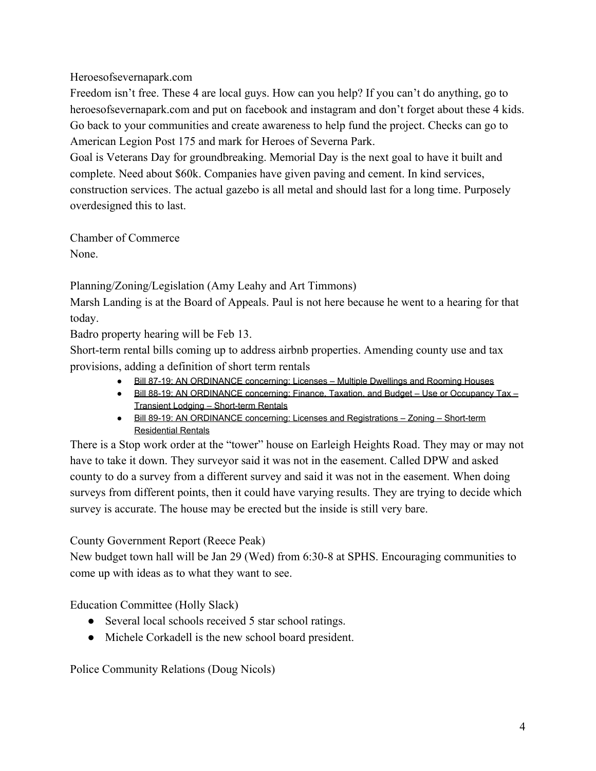Heroesofsevernapark.com

Freedom isn't free. These 4 are local guys. How can you help? If you can't do anything, go to heroesofsevernapark.com and put on facebook and instagram and don't forget about these 4 kids. Go back to your communities and create awareness to help fund the project. Checks can go to American Legion Post 175 and mark for Heroes of Severna Park.

Goal is Veterans Day for groundbreaking. Memorial Day is the next goal to have it built and complete. Need about $60k. Companies have given paving and cement. In kind services, construction services. The actual gazebo is all metal and should last for a long time. Purposely overdesigned this to last.

Chamber of Commerce

None.

Planning/Zoning/Legislation (Amy Leahy and Art Timmons)

Marsh Landing is at the Board of Appeals. Paul is not here because he went to a hearing for that today.

Badro property hearing will be Feb 13.

Short-term rental bills coming up to address airbnb properties. Amending county use and tax provisions, adding a definition of short term rentals

- Bill 87-19: AN ORDINANCE concerning: Licenses – Multiple Dwellings and Rooming Houses
- Bill 88-19: AN ORDINANCE concerning: Finance, Taxation, and Budget – Use or Occupancy Tax – Transient Lodging – Short-term Rentals
- Bill 89-19: AN ORDINANCE concerning: Licenses and Registrations – Zoning – Short-term Residential Rentals

There is a Stop work order at the "tower" house on Earleigh Heights Road. They may or may not have to take it down. They surveyor said it was not in the easement. Called DPW and asked county to do a survey from a different survey and said it was not in the easement. When doing surveys from different points, then it could have varying results. They are trying to decide which survey is accurate. The house may be erected but the inside is still very bare.

County Government Report (Reece Peak)

New budget town hall will be Jan 29 (Wed) from 6:30-8 at SPHS. Encouraging communities to come up with ideas as to what they want to see.

Education Committee (Holly Slack)

- Several local schools received 5 star school ratings.
- Michele Corkadell is the new school board president.

Police Community Relations (Doug Nicols)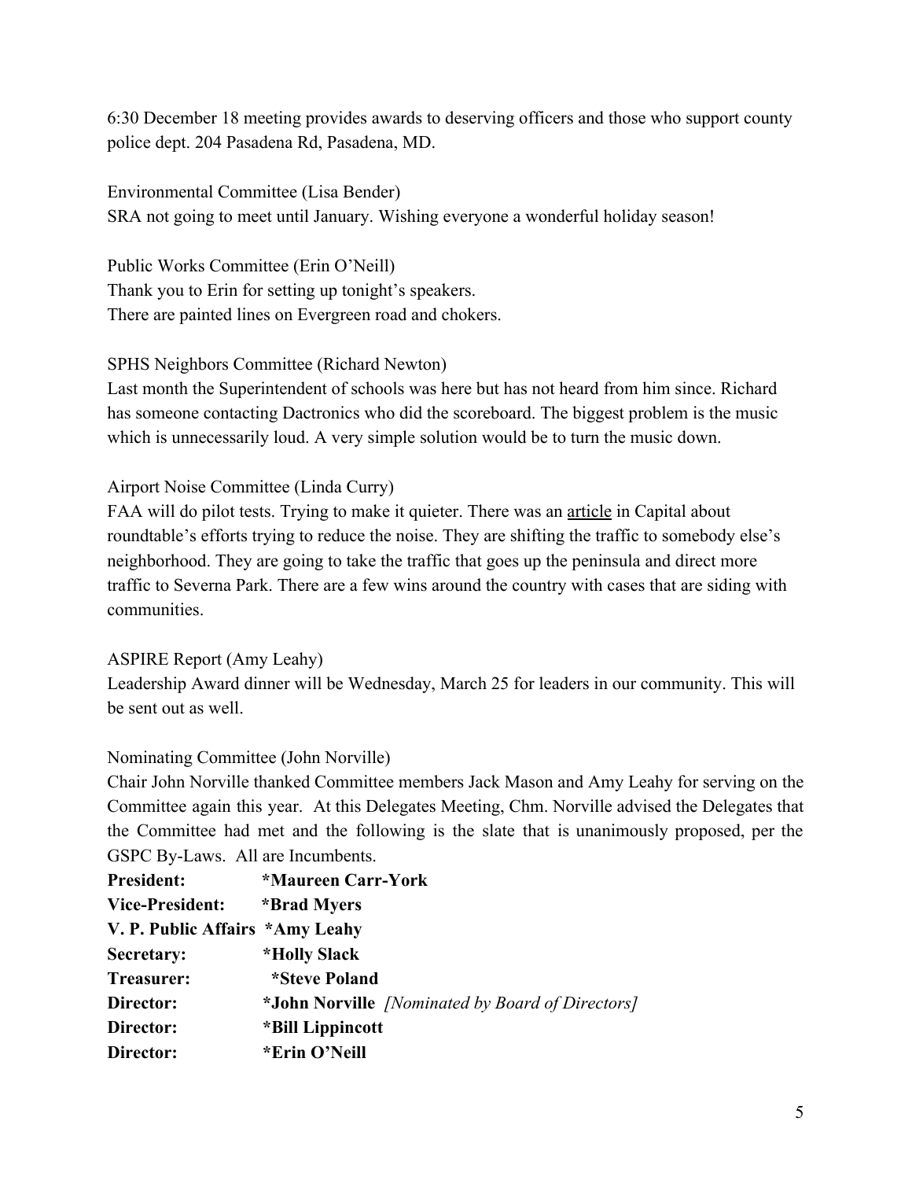6:30 December 18 meeting provides awards to deserving officers and those who support county police dept. 204 Pasadena Rd, Pasadena, MD.

Environmental Committee (Lisa Bender)
SRA not going to meet until January. Wishing everyone a wonderful holiday season!

Public Works Committee (Erin O'Neill)
Thank you to Erin for setting up tonight's speakers.
There are painted lines on Evergreen road and chokers.

SPHS Neighbors Committee (Richard Newton)
Last month the Superintendent of schools was here but has not heard from him since. Richard has someone contacting Dactronics who did the scoreboard. The biggest problem is the music which is unnecessarily loud. A very simple solution would be to turn the music down.

Airport Noise Committee (Linda Curry)
FAA will do pilot tests. Trying to make it quieter. There was an article in Capital about roundtable's efforts trying to reduce the noise. They are shifting the traffic to somebody else's neighborhood. They are going to take the traffic that goes up the peninsula and direct more traffic to Severna Park. There are a few wins around the country with cases that are siding with communities.

ASPIRE Report (Amy Leahy)
Leadership Award dinner will be Wednesday, March 25 for leaders in our community. This will be sent out as well.

Nominating Committee (John Norville)
Chair John Norville thanked Committee members Jack Mason and Amy Leahy for serving on the Committee again this year. At this Delegates Meeting, Chm. Norville advised the Delegates that the Committee had met and the following is the slate that is unanimously proposed, per the GSPC By-Laws. All are Incumbents.

**President:** **\*Maureen Carr-York**
**Vice-President:** **\*Brad Myers**
**V. P. Public Affairs** **\*Amy Leahy**
**Secretary:** **\*Holly Slack**
**Treasurer:** **\*Steve Poland**
**Director:** **\*John Norville** *[Nominated by Board of Directors]*
**Director:** **\*Bill Lippincott**
**Director:** **\*Erin O'Neill**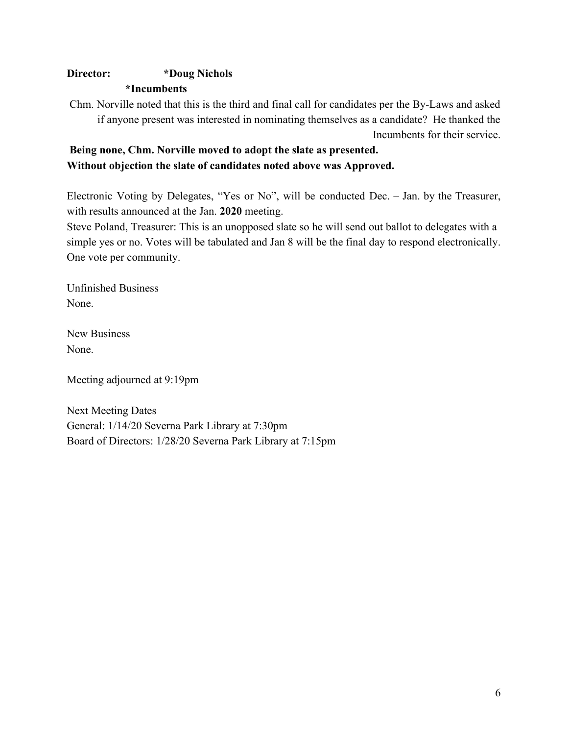**Director: *Doug Nichols**

**\*Incumbents**

Chm. Norville noted that this is the third and final call for candidates per the By-Laws and asked if anyone present was interested in nominating themselves as a candidate? He thanked the Incumbents for their service.

**Being none, Chm. Norville moved to adopt the slate as presented.**
**Without objection the slate of candidates noted above was Approved.**

Electronic Voting by Delegates, "Yes or No", will be conducted Dec. – Jan. by the Treasurer, with results announced at the Jan. **2020** meeting.
Steve Poland, Treasurer: This is an unopposed slate so he will send out ballot to delegates with a simple yes or no. Votes will be tabulated and Jan 8 will be the final day to respond electronically. One vote per community.

Unfinished Business
None.

New Business
None.

Meeting adjourned at 9:19pm

Next Meeting Dates
General: 1/14/20 Severna Park Library at 7:30pm
Board of Directors: 1/28/20 Severna Park Library at 7:15pm